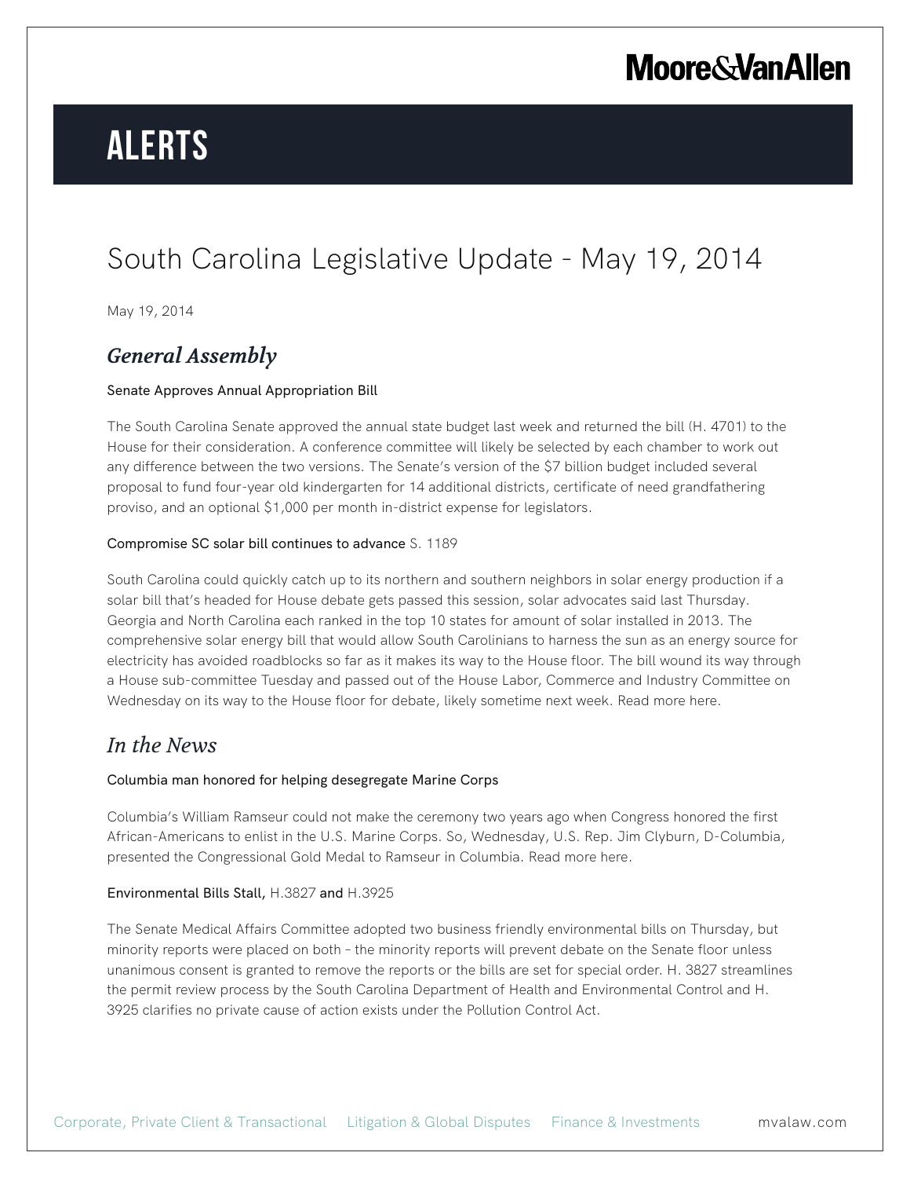# ALERTS

# South Carolina Legislative Update - May 19, 2014

May 19, 2014

## *General Assembly*

### Senate Approves Annual Appropriation Bill

The South Carolina Senate approved the annual state budget last week and returned the bill (H. 4701) to the House for their consideration. A conference committee will likely be selected by each chamber to work out any difference between the two versions. The Senate's version of the $7 billion budget included several proposal to fund four-year old kindergarten for 14 additional districts, certificate of need grandfathering proviso, and an optional $1,000 per month in-district expense for legislators.

### Compromise SC solar bill continues to advance S. 1189

South Carolina could quickly catch up to its northern and southern neighbors in solar energy production if a solar bill that's headed for House debate gets passed this session, solar advocates said last Thursday. Georgia and North Carolina each ranked in the top 10 states for amount of solar installed in 2013. The comprehensive solar energy bill that would allow South Carolinians to harness the sun as an energy source for electricity has avoided roadblocks so far as it makes its way to the House floor. The bill wound its way through a House sub-committee Tuesday and passed out of the House Labor, Commerce and Industry Committee on Wednesday on its way to the House floor for debate, likely sometime next week. Read more here.

## *In the News*

### Columbia man honored for helping desegregate Marine Corps

Columbia's William Ramseur could not make the ceremony two years ago when Congress honored the first African-Americans to enlist in the U.S. Marine Corps. So, Wednesday, U.S. Rep. Jim Clyburn, D-Columbia, presented the Congressional Gold Medal to Ramseur in Columbia. Read more here.

### Environmental Bills Stall, H.3827 and H.3925

The Senate Medical Affairs Committee adopted two business friendly environmental bills on Thursday, but minority reports were placed on both - the minority reports will prevent debate on the Senate floor unless unanimous consent is granted to remove the reports or the bills are set for special order. H. 3827 streamlines the permit review process by the South Carolina Department of Health and Environmental Control and H. 3925 clarifies no private cause of action exists under the Pollution Control Act.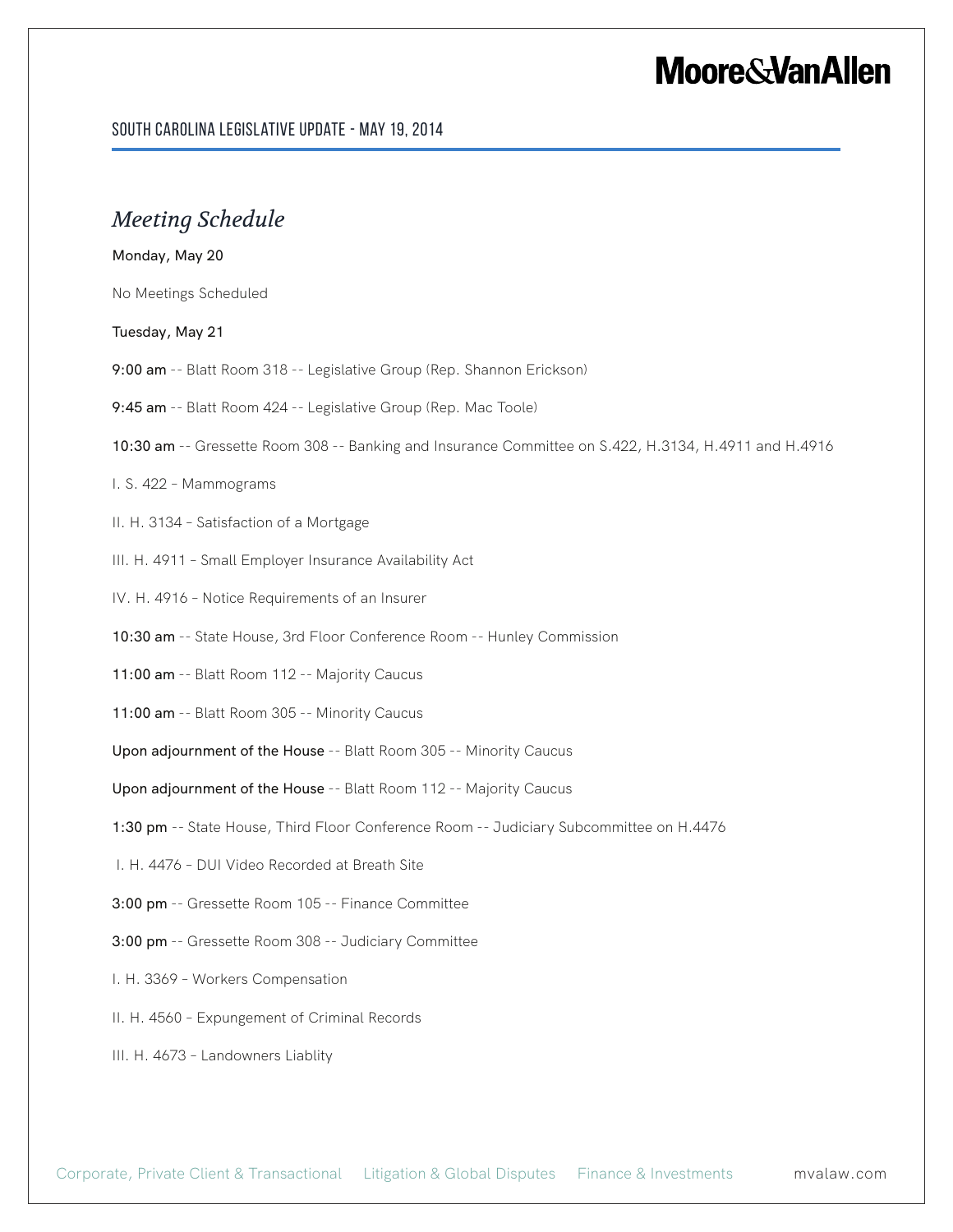## Meeting Schedule

**Monday, May 20**

No Meetings Scheduled

**Tuesday, May 21**

**9:00 am** -- Blatt Room 318 -- Legislative Group (Rep. Shannon Erickson)

**9:45 am** -- Blatt Room 424 -- Legislative Group (Rep. Mac Toole)

**10:30 am** -- Gressette Room 308 -- Banking and Insurance Committee on S.422, H.3134, H.4911 and H.4916

I. S. 422 – Mammograms

II. H. 3134 – Satisfaction of a Mortgage

III. H. 4911 – Small Employer Insurance Availability Act

IV. H. 4916 – Notice Requirements of an Insurer

**10:30 am** -- State House, 3rd Floor Conference Room -- Hunley Commission

**11:00 am** -- Blatt Room 112 -- Majority Caucus

**11:00 am** -- Blatt Room 305 -- Minority Caucus

**Upon adjournment of the House** -- Blatt Room 305 -- Minority Caucus

**Upon adjournment of the House** -- Blatt Room 112 -- Majority Caucus

**1:30 pm** -- State House, Third Floor Conference Room -- Judiciary Subcommittee on H.4476

I. H. 4476 – DUI Video Recorded at Breath Site

**3:00 pm** -- Gressette Room 105 -- Finance Committee

**3:00 pm** -- Gressette Room 308 -- Judiciary Committee

I. H. 3369 – Workers Compensation

II. H. 4560 – Expungement of Criminal Records

III. H. 4673 – Landowners Liablity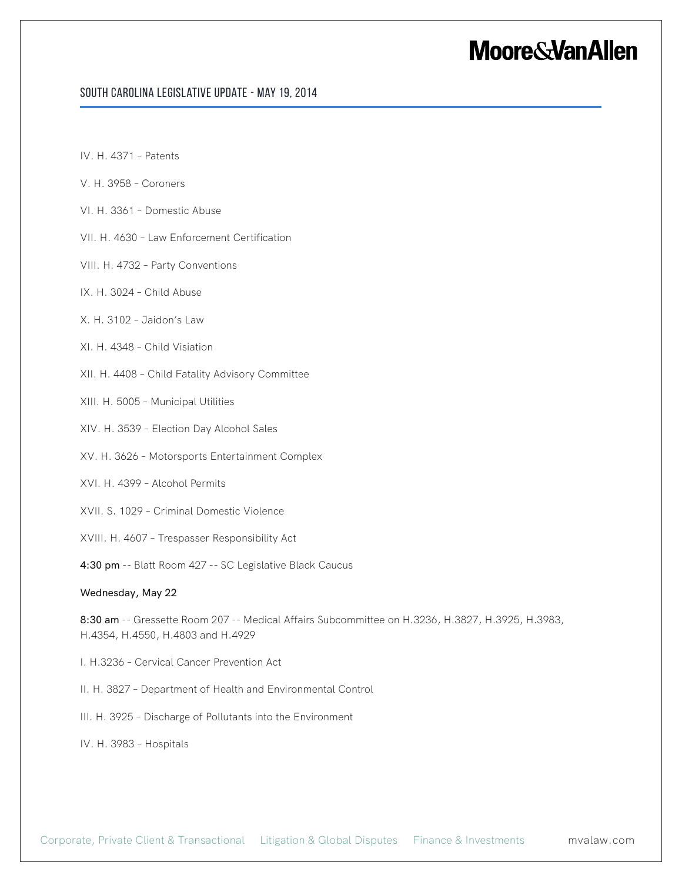IV. H. 4371 – Patents

V. H. 3958 – Coroners

VI. H. 3361 – Domestic Abuse

VII. H. 4630 – Law Enforcement Certification

VIII. H. 4732 – Party Conventions

IX. H. 3024 – Child Abuse

X. H. 3102 – Jaidon's Law

XI. H. 4348 – Child Visiation

XII. H. 4408 – Child Fatality Advisory Committee

XIII. H. 5005 – Municipal Utilities

XIV. H. 3539 – Election Day Alcohol Sales

XV. H. 3626 – Motorsports Entertainment Complex

XVI. H. 4399 – Alcohol Permits

XVII. S. 1029 – Criminal Domestic Violence

XVIII. H. 4607 – Trespasser Responsibility Act

**4:30 pm** -- Blatt Room 427 -- SC Legislative Black Caucus

**Wednesday, May 22**

**8:30 am** -- Gressette Room 207 -- Medical Affairs Subcommittee on H.3236, H.3827, H.3925, H.3983, H.4354, H.4550, H.4803 and H.4929

I. H.3236 – Cervical Cancer Prevention Act

II. H. 3827 – Department of Health and Environmental Control

III. H. 3925 – Discharge of Pollutants into the Environment

IV. H. 3983 – Hospitals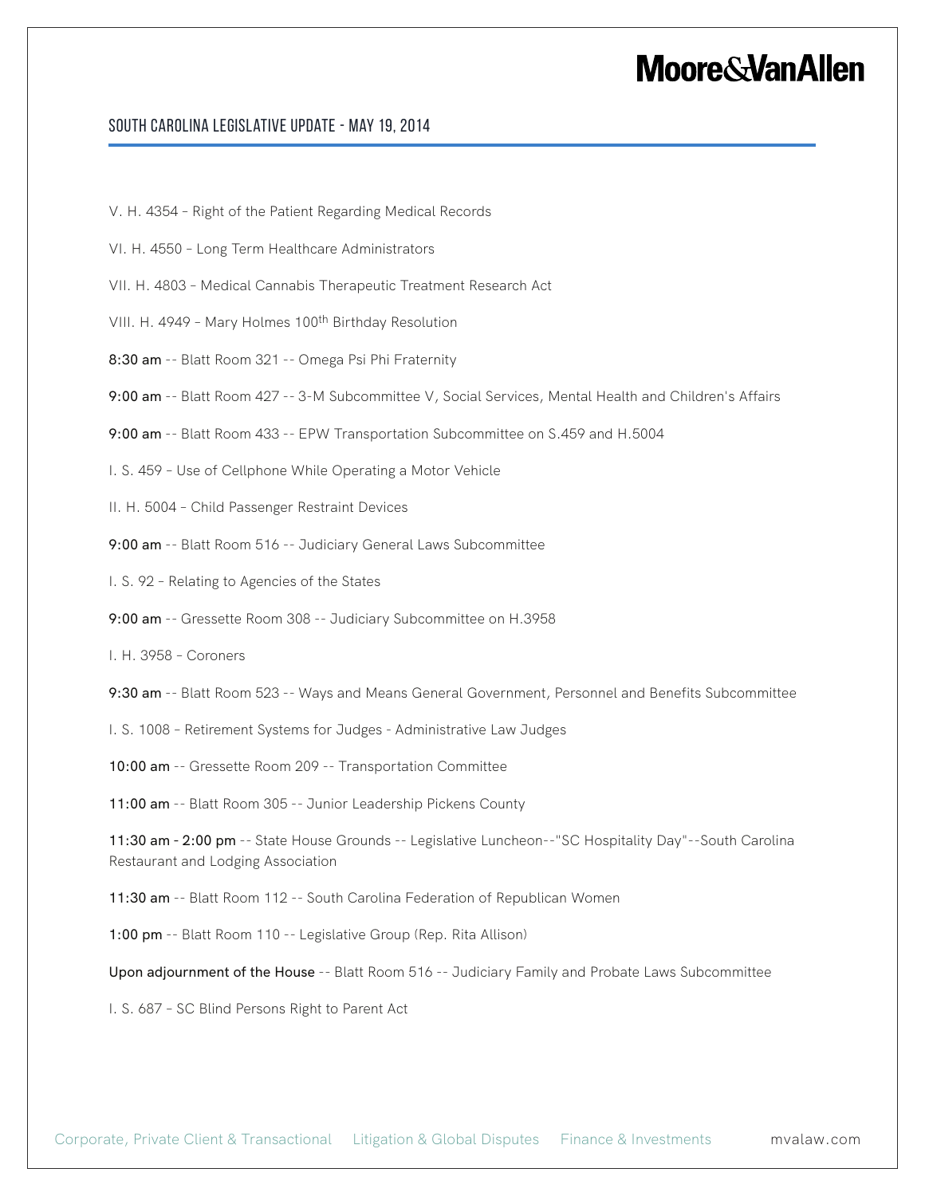V. H. 4354 – Right of the Patient Regarding Medical Records

VI. H. 4550 – Long Term Healthcare Administrators

VII. H. 4803 – Medical Cannabis Therapeutic Treatment Research Act

VIII. H. 4949 – Mary Holmes 100th Birthday Resolution

**8:30 am** -- Blatt Room 321 -- Omega Psi Phi Fraternity

**9:00 am** -- Blatt Room 427 -- 3-M Subcommittee V, Social Services, Mental Health and Children's Affairs

**9:00 am** -- Blatt Room 433 -- EPW Transportation Subcommittee on S.459 and H.5004

I. S. 459 – Use of Cellphone While Operating a Motor Vehicle

II. H. 5004 – Child Passenger Restraint Devices

**9:00 am** -- Blatt Room 516 -- Judiciary General Laws Subcommittee

I. S. 92 – Relating to Agencies of the States

**9:00 am** -- Gressette Room 308 -- Judiciary Subcommittee on H.3958

I. H. 3958 – Coroners

**9:30 am** -- Blatt Room 523 -- Ways and Means General Government, Personnel and Benefits Subcommittee

I. S. 1008 – Retirement Systems for Judges - Administrative Law Judges

**10:00 am** -- Gressette Room 209 -- Transportation Committee

**11:00 am** -- Blatt Room 305 -- Junior Leadership Pickens County

**11:30 am - 2:00 pm** -- State House Grounds -- Legislative Luncheon--"SC Hospitality Day"--South Carolina Restaurant and Lodging Association

**11:30 am** -- Blatt Room 112 -- South Carolina Federation of Republican Women

**1:00 pm** -- Blatt Room 110 -- Legislative Group (Rep. Rita Allison)

**Upon adjournment of the House** -- Blatt Room 516 -- Judiciary Family and Probate Laws Subcommittee

I. S. 687 – SC Blind Persons Right to Parent Act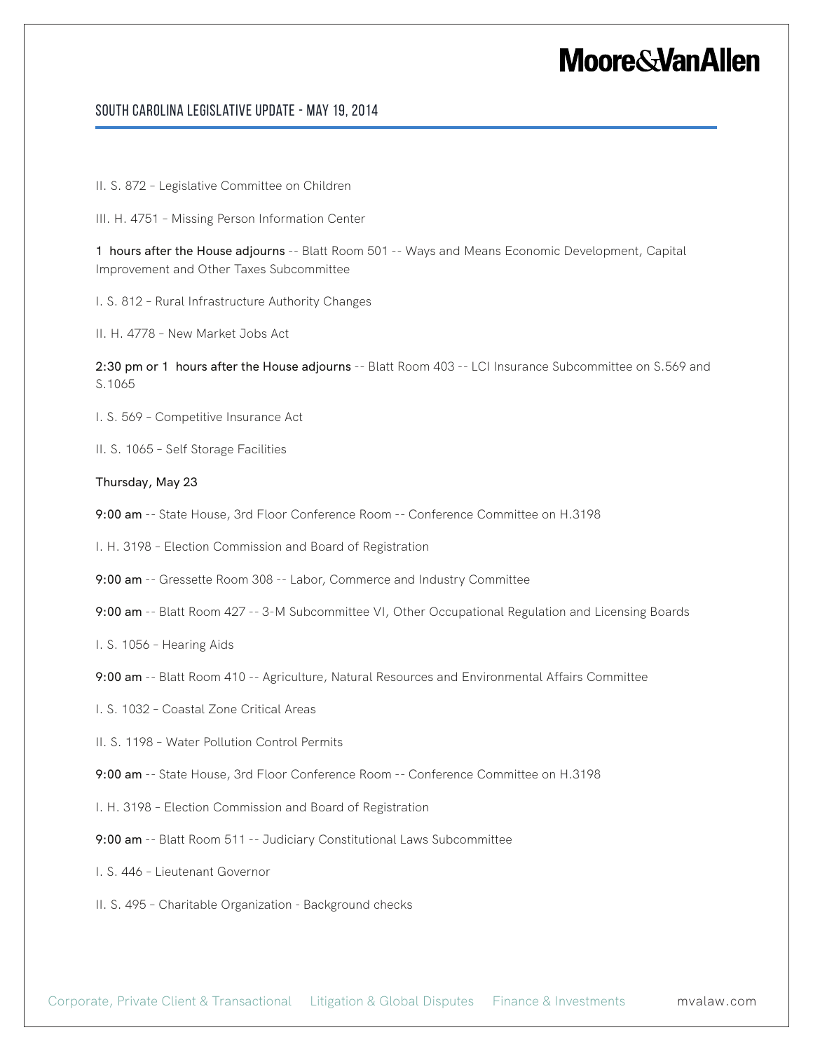II. S. 872 – Legislative Committee on Children

III. H. 4751 – Missing Person Information Center

**1  hours after the House adjourns** -- Blatt Room 501 -- Ways and Means Economic Development, Capital Improvement and Other Taxes Subcommittee

I. S. 812 – Rural Infrastructure Authority Changes

II. H. 4778 – New Market Jobs Act

**2:30 pm or 1  hours after the House adjourns** -- Blatt Room 403 -- LCI Insurance Subcommittee on S.569 and S.1065

I. S. 569 – Competitive Insurance Act

II. S. 1065 – Self Storage Facilities

**Thursday, May 23**

**9:00 am** -- State House, 3rd Floor Conference Room -- Conference Committee on H.3198

I. H. 3198 – Election Commission and Board of Registration

**9:00 am** -- Gressette Room 308 -- Labor, Commerce and Industry Committee

**9:00 am** -- Blatt Room 427 -- 3-M Subcommittee VI, Other Occupational Regulation and Licensing Boards

I. S. 1056 – Hearing Aids

**9:00 am** -- Blatt Room 410 -- Agriculture, Natural Resources and Environmental Affairs Committee

I. S. 1032 – Coastal Zone Critical Areas

II. S. 1198 – Water Pollution Control Permits

**9:00 am** -- State House, 3rd Floor Conference Room -- Conference Committee on H.3198

I. H. 3198 – Election Commission and Board of Registration

**9:00 am** -- Blatt Room 511 -- Judiciary Constitutional Laws Subcommittee

I. S. 446 – Lieutenant Governor

II. S. 495 – Charitable Organization - Background checks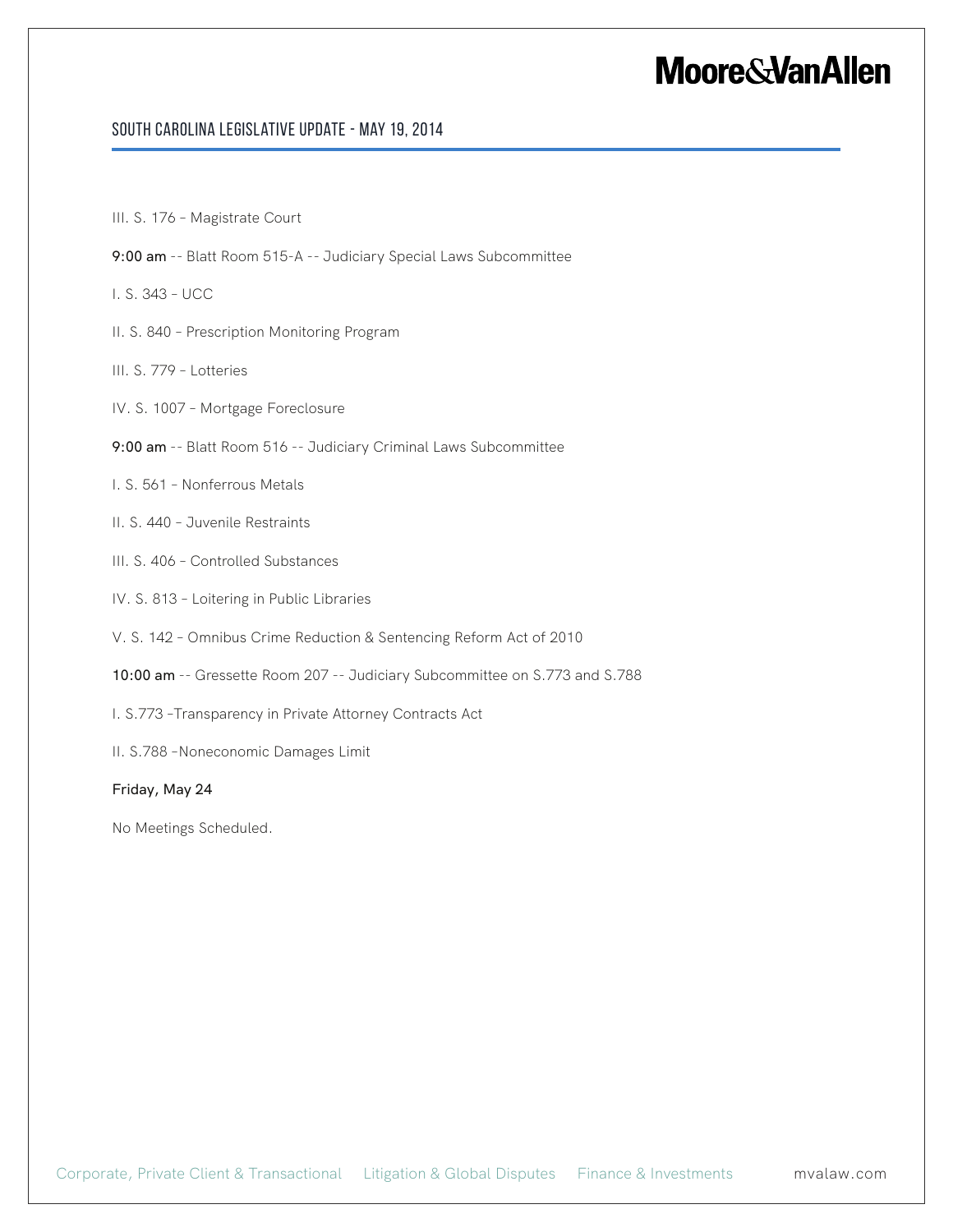III. S. 176 – Magistrate Court

**9:00 am** -- Blatt Room 515-A -- Judiciary Special Laws Subcommittee

I. S. 343 – UCC

II. S. 840 – Prescription Monitoring Program

III. S. 779 – Lotteries

IV. S. 1007 – Mortgage Foreclosure

**9:00 am** -- Blatt Room 516 -- Judiciary Criminal Laws Subcommittee

I. S. 561 – Nonferrous Metals

II. S. 440 – Juvenile Restraints

III. S. 406 – Controlled Substances

IV. S. 813 – Loitering in Public Libraries

V. S. 142 – Omnibus Crime Reduction & Sentencing Reform Act of 2010

**10:00 am** -- Gressette Room 207 -- Judiciary Subcommittee on S.773 and S.788

I. S.773 –Transparency in Private Attorney Contracts Act

II. S.788 –Noneconomic Damages Limit

**Friday, May 24**

No Meetings Scheduled.